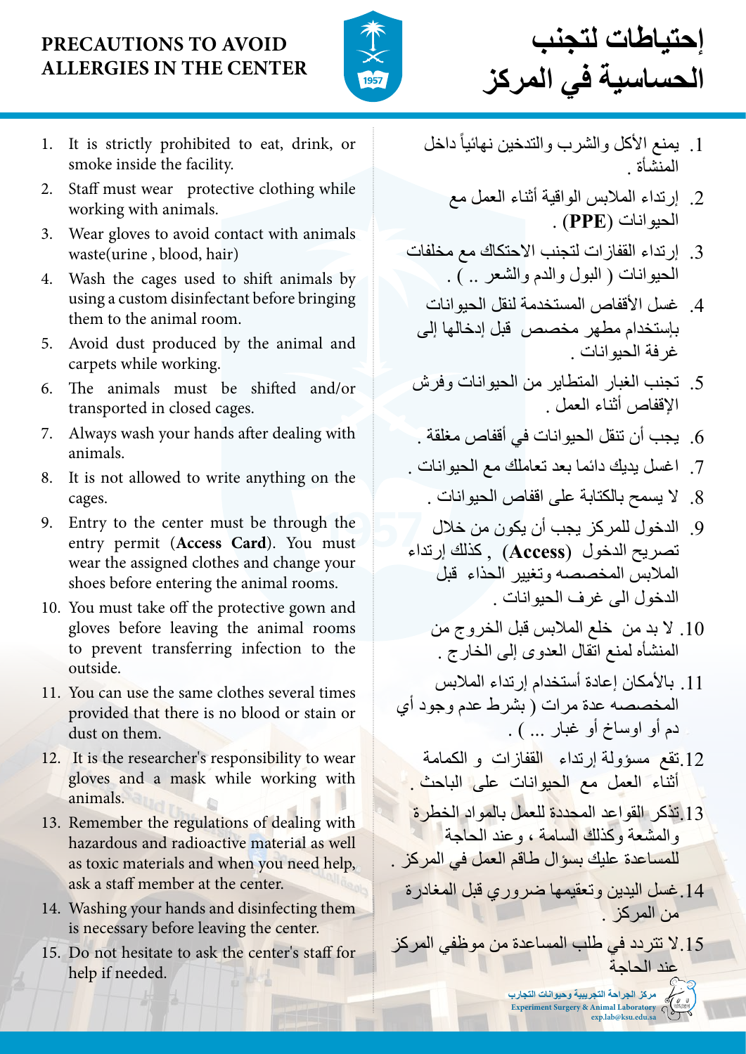# PRECAUTIONS TO AVOID ALLERGIES IN THE CENTER

1. It is strictly prohibited to eat, drink, or smoke inside the facility.
2. Staff must wear protective clothing while working with animals.
3. Wear gloves to avoid contact with animals waste(urine , blood, hair)
4. Wash the cages used to shift animals by using a custom disinfectant before bringing them to the animal room.
5. Avoid dust produced by the animal and carpets while working.
6. The animals must be shifted and/or transported in closed cages.
7. Always wash your hands after dealing with animals.
8. It is not allowed to write anything on the cages.
9. Entry to the center must be through the entry permit (**Access Card**). You must wear the assigned clothes and change your shoes before entering the animal rooms.
10. You must take off the protective gown and gloves before leaving the animal rooms to prevent transferring infection to the outside.
11. You can use the same clothes several times provided that there is no blood or stain or dust on them.
12. It is the researcher's responsibility to wear gloves and a mask while working with animals.
13. Remember the regulations of dealing with hazardous and radioactive material as well as toxic materials and when you need help, ask a staff member at the center.
14. Washing your hands and disinfecting them is necessary before leaving the center.
15. Do not hesitate to ask the center's staff for help if needed.

# إحتياطات لتجنب الحساسية في المركز

1. يمنع الأكل والشرب والتدخين نهائياً داخل المنشأة .
2. إرتداء الملابس الواقية أثناء العمل مع الحيوانات (**PPE**) .
3. إرتداء القفازات لتجنب الاحتكاك مع مخلفات الحيوانات ( البول والدم والشعر .. ) .
4. غسل الأقفاص المستخدمة لنقل الحيوانات بإستخدام مطهر مخصص قبل إدخالها إلى غرفة الحيوانات .
5. تجنب الغبار المتطاير من الحيوانات وفرش الإقفاص أثناء العمل .
6. يجب أن تنقل الحيوانات في أقفاص مغلقة .
7. اغسل يديك دائما بعد تعاملك مع الحيوانات .
8. لا يسمح بالكتابة على اقفاص الحيوانات .
9. الدخول للمركز يجب أن يكون من خلال تصريح الدخول (**Access**) , كذلك إرتداء الملابس المخصصه وتغيير الحذاء قبل الدخول الى غرف الحيوانات .
10. لا بد من خلع الملابس قبل الخروج من المنشأه لمنع انتقال العدوى إلى الخارج .
11. بالأمكان إعادة أستخدام إرتداء الملابس المخصصه عدة مرات ( بشرط عدم وجود أي دم أو اوساخ أو غبار ... ) .
12. تقع مسؤولة إرتداء القفازات و الكمامة أثناء العمل مع الحيوانات على الباحث .
13. تذكر القواعد المحددة للعمل بالمواد الخطرة والمشعة وكذلك السامة ، وعند الحاجة للمساعدة عليك بسؤال طاقم العمل في المركز .
14. غسل اليدين وتعقيمها ضروري قبل المغادرة من المركز .
15. لا تتردد في طلب المساعدة من موظفي المركز عند الحاجة

مركز الجراحة التجريبية وحيوانات التجارب
Experiment Surgery & Animal Laboratory
exp.lab@ksu.edu.sa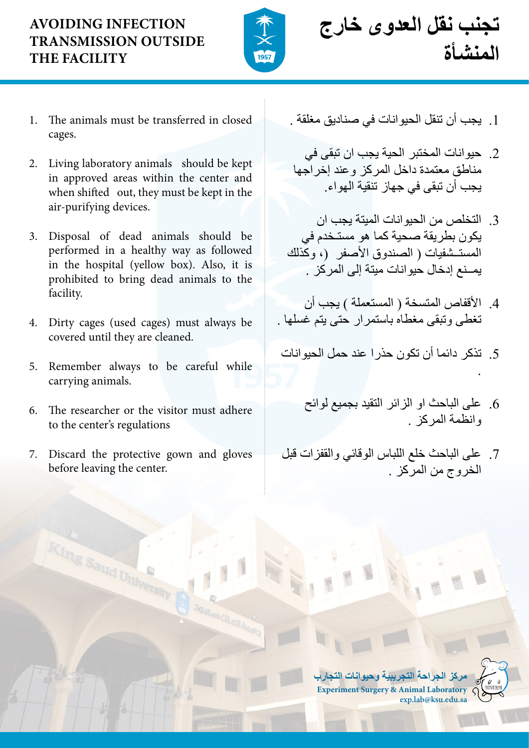# AVOIDING INFECTION TRANSMISSION OUTSIDE THE FACILITY

# تجنب نقل العدوى خارج المنشأة

1. The animals must be transferred in closed cages.
2. Living laboratory animals should be kept in approved areas within the center and when shifted out, they must be kept in the air-purifying devices.
3. Disposal of dead animals should be performed in a healthy way as followed in the hospital (yellow box). Also, it is prohibited to bring dead animals to the facility.
4. Dirty cages (used cages) must always be covered until they are cleaned.
5. Remember always to be careful while carrying animals.
6. The researcher or the visitor must adhere to the center's regulations
7. Discard the protective gown and gloves before leaving the center.

1. يجب أن تنقل الحيوانات في صناديق مغلقة .
2. حيوانات المختبر الحية يجب ان تبقى في مناطق معتمدة داخل المركز وعند إخراجها يجب أن تبقى في جهاز تنقية الهواء.
3. التخلص من الحيوانات الميتة يجب ان يكون بطريقة صحية كما هو مستخدم في المستشفيات ( الصندوق الأصفر )، وكذلك يمنع إدخال حيوانات ميتة إلى المركز .
4. الأقفاص المتسخة ( المستعملة ) يجب أن تغطى وتبقى مغطاه باستمرار حتى يتم غسلها .
5. تذكر دائما أن تكون حذرا عند حمل الحيوانات .
6. على الباحث او الزائر التقيد بجميع لوائح وانظمة المركز .
7. على الباحث خلع اللباس الوقائي والقفزات قبل الخروج من المركز .

مركز الجراحة التجريبية وحيوانات التجارب
**Experiment Surgery & Animal Laboratory**
**exp.lab@ksu.edu.sa**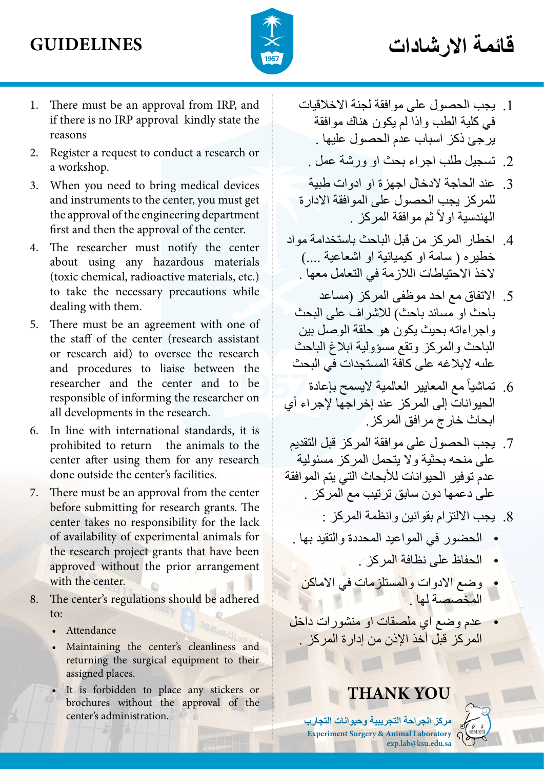# GUIDELINES

# قائمة الارشادات

1. There must be an approval from IRP, and if there is no IRP approval kindly state the reasons
2. Register a request to conduct a research or a workshop.
3. When you need to bring medical devices and instruments to the center, you must get the approval of the engineering department first and then the approval of the center.
4. The researcher must notify the center about using any hazardous materials (toxic chemical, radioactive materials, etc.) to take the necessary precautions while dealing with them.
5. There must be an agreement with one of the staff of the center (research assistant or research aid) to oversee the research and procedures to liaise between the researcher and the center and to be responsible of informing the researcher on all developments in the research.
6. In line with international standards, it is prohibited to return the animals to the center after using them for any research done outside the center's facilities.
7. There must be an approval from the center before submitting for research grants. The center takes no responsibility for the lack of availability of experimental animals for the research project grants that have been approved without the prior arrangement with the center.
8. The center's regulations should be adhered to:
   - Attendance
   - Maintaining the center's cleanliness and returning the surgical equipment to their assigned places.
   - It is forbidden to place any stickers or brochures without the approval of the center's administration.

1. يجب الحصول على موافقة لجنة الاخلاقيات في كلية الطب واذا لم يكون هناك موافقة يرجئ ذكر اسباب عدم الحصول عليها .
2. تسجيل طلب اجراء بحث او ورشة عمل .
3. عند الحاجة لادخال اجهزة او ادوات طبية للمركز يجب الحصول على الموافقة الادارة الهندسية اولاً ثم موافقة المركز .
4. اخطار المركز من قبل الباحث باستخدامة مواد خطيره ( سامة او كيميائية او اشعاعية ....) لاخذ الاحتياطات اللازمة في التعامل معها .
5. الاتفاق مع احد موظفى المركز (مساعد باحث او مساند باحث) للاشراف على البحث واجراءاته بحيث يكون هو حلقة الوصل بين الباحث والمركز وتقع مسؤولية ابلاغ الباحث عليه لابلاغه على كافة المستجدات في البحث
6. تماشياً مع المعايير العالمية لايسمح بإعادة الحيوانات إلى المركز عند إخراجها لإجراء أي ابحاث خارج مرافق المركز.
7. يجب الحصول على موافقة المركز قبل التقديم على منحه بحثية ولا يتحمل المركز مسئولية عدم توفير الحيوانات للأبحاث التي يتم الموافقة على دعمها دون سابق ترتيب مع المركز .
8. يجب الالتزام بقوانين وانظمة المركز :
   - الحضور في المواعيد المحددة والتقيد بها .
   - الحفاظ على نظافة المركز .
   - وضع الادوات والمستلزمات في الاماكن المخصصة لها .
   - عدم وضع اي ملصقات او منشورات داخل المركز قبل أخذ الإذن من إدارة المركز .

## THANK YOU

مركز الجراحة التجريبية وحيوانات التجارب
Experiment Surgery & Animal Laboratory
exp.lab@ksu.edu.sa